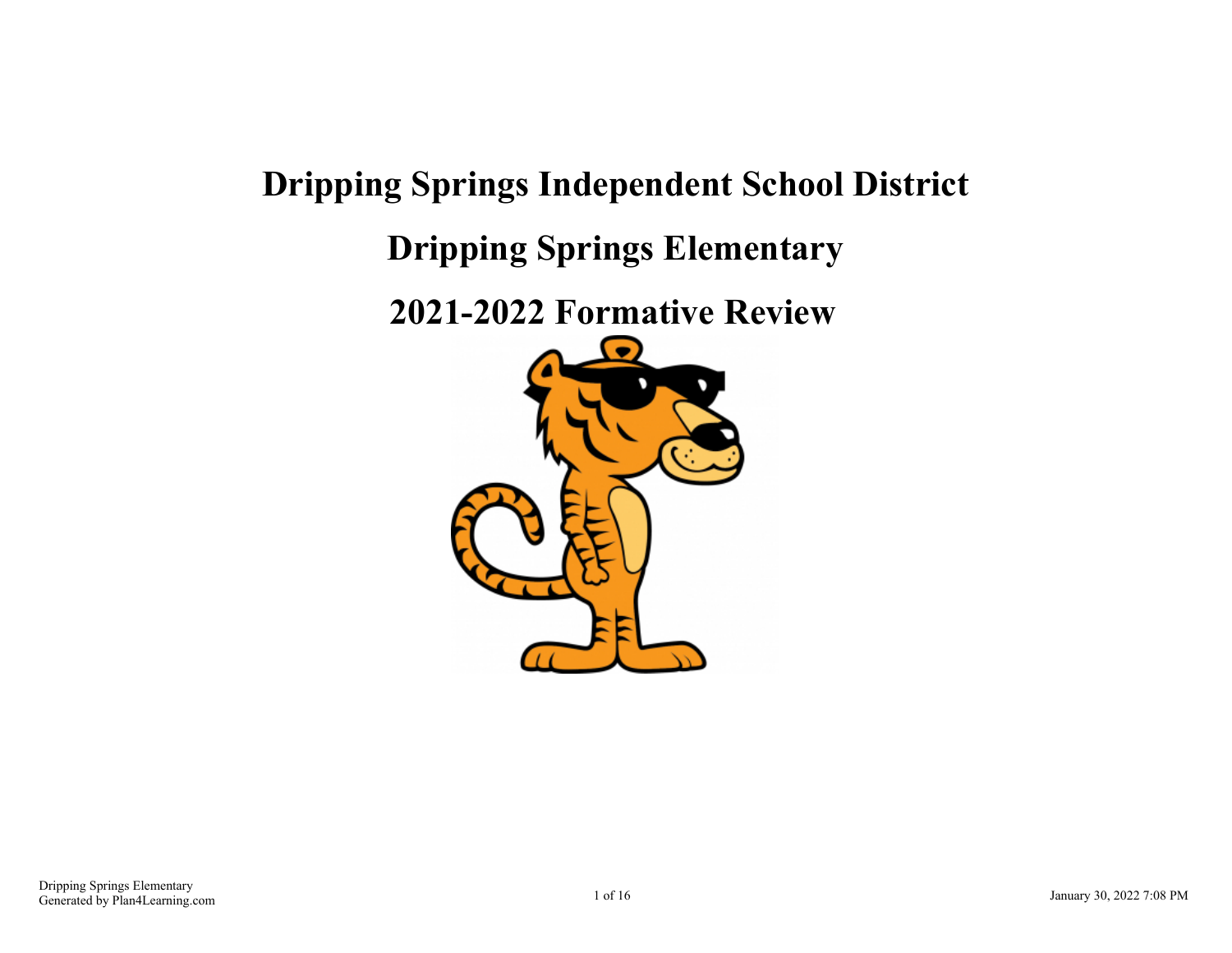# Dripping Springs Independent School District

# Dripping Springs Elementary

# 2021-2022 Formative Review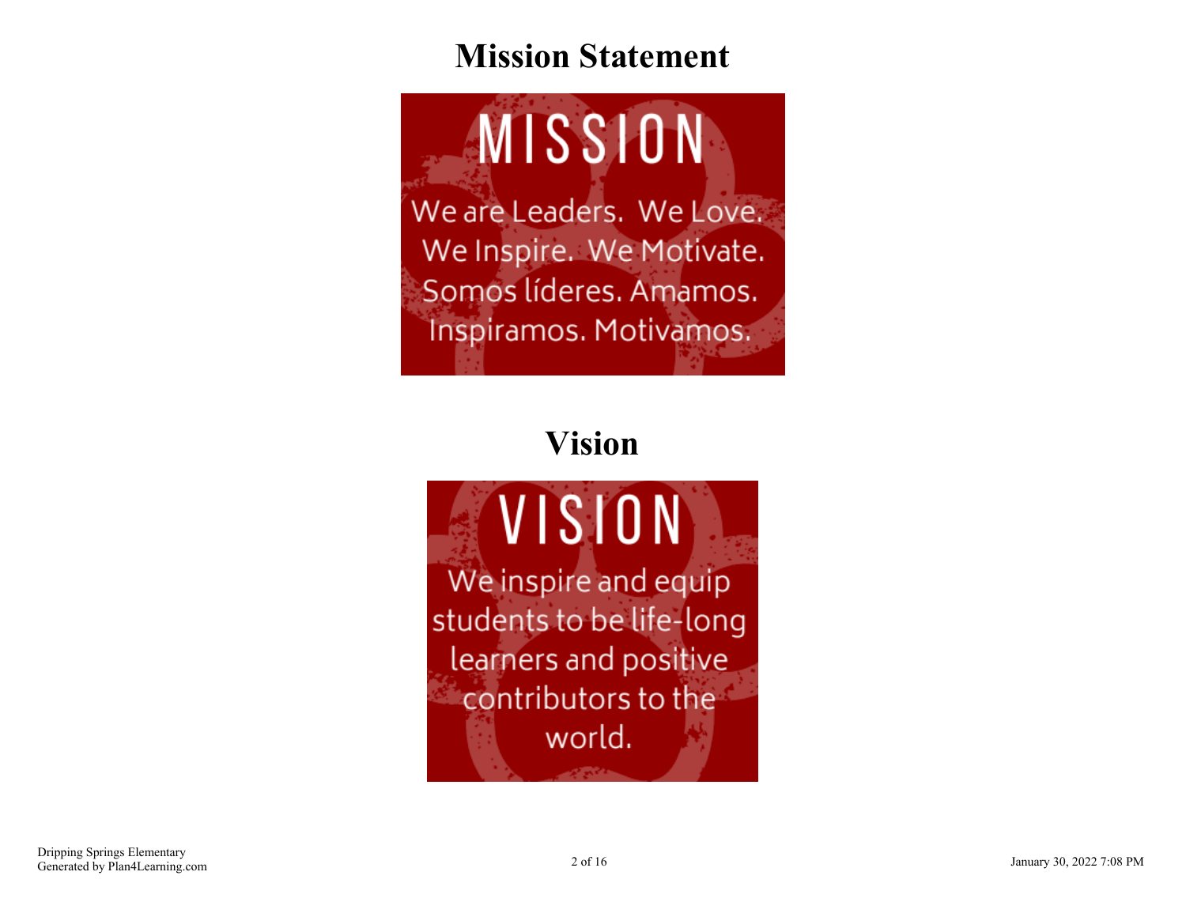# Mission Statement

MISSION

We are Leaders. We Love. We Inspire. We Motivate.
Somos líderes. Amamos. Inspiramos. Motivamos.

# Vision

VISION

We inspire and equip students to be life-long learners and positive contributors to the world.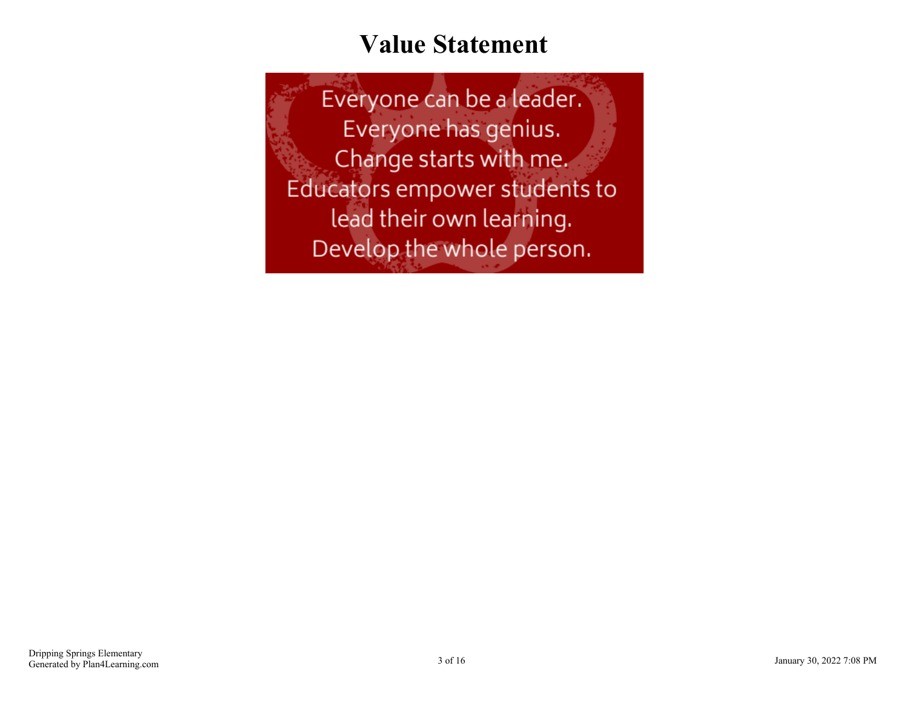# Value Statement

Everyone can be a leader.
Everyone has genius.
Change starts with me.
Educators empower students to lead their own learning.
Develop the whole person.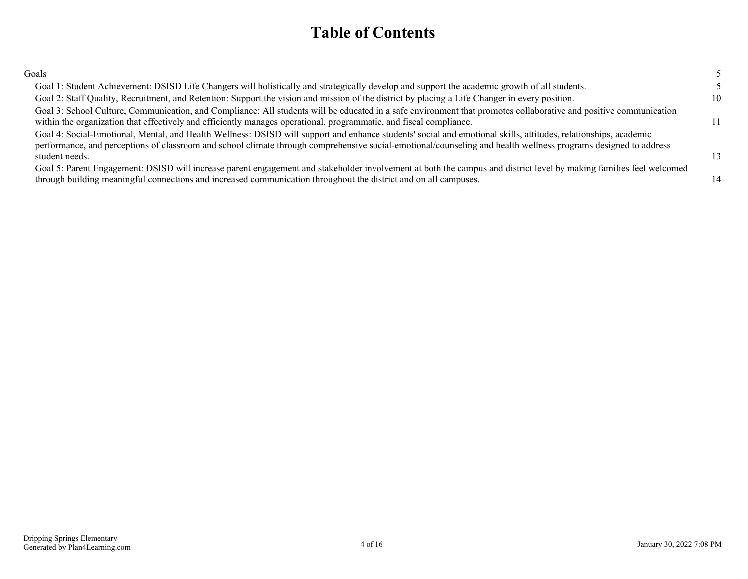# Table of Contents

| | |
|---|---|
| Goals | 5 |
| Goal 1: Student Achievement: DSISD Life Changers will holistically and strategically develop and support the academic growth of all students. | 5 |
| Goal 2: Staff Quality, Recruitment, and Retention: Support the vision and mission of the district by placing a Life Changer in every position. | 10 |
| Goal 3: School Culture, Communication, and Compliance: All students will be educated in a safe environment that promotes collaborative and positive communication within the organization that effectively and efficiently manages operational, programmatic, and fiscal compliance. | 11 |
| Goal 4: Social-Emotional, Mental, and Health Wellness: DSISD will support and enhance students' social and emotional skills, attitudes, relationships, academic performance, and perceptions of classroom and school climate through comprehensive social-emotional/counseling and health wellness programs designed to address student needs. | 13 |
| Goal 5: Parent Engagement: DSISD will increase parent engagement and stakeholder involvement at both the campus and district level by making families feel welcomed through building meaningful connections and increased communication throughout the district and on all campuses. | 14 |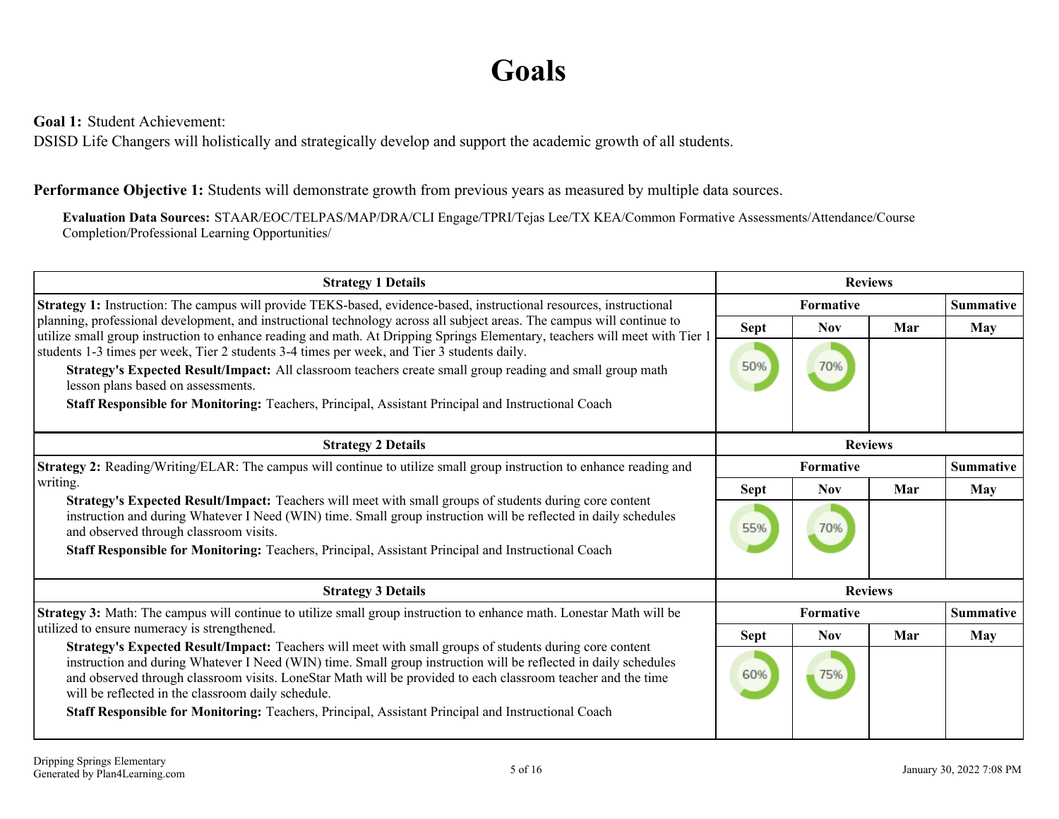# Goals

**Goal 1:** Student Achievement:
DSISD Life Changers will holistically and strategically develop and support the academic growth of all students.

**Performance Objective 1:** Students will demonstrate growth from previous years as measured by multiple data sources.

**Evaluation Data Sources:** STAAR/EOC/TELPAS/MAP/DRA/CLI Engage/TPRI/Tejas Lee/TX KEA/Common Formative Assessments/Attendance/Course Completion/Professional Learning Opportunities/

| Strategy 1 Details | Reviews | | | |
|---|---|---|---|---|
| | Formative | | | Summative |
| | Sept | Nov | Mar | May |
| **Strategy 1:** Instruction: The campus will provide TEKS-based, evidence-based, instructional resources, instructional planning, professional development, and instructional technology across all subject areas. The campus will continue to utilize small group instruction to enhance reading and math. At Dripping Springs Elementary, teachers will meet with Tier 1 students 1-3 times per week, Tier 2 students 3-4 times per week, and Tier 3 students daily.<br>**Strategy's Expected Result/Impact:** All classroom teachers create small group reading and small group math lesson plans based on assessments.<br>**Staff Responsible for Monitoring:** Teachers, Principal, Assistant Principal and Instructional Coach | 50% | 70% | | |

| Strategy 2 Details | Reviews | | | |
|---|---|---|---|---|
| | Formative | | | Summative |
| | Sept | Nov | Mar | May |
| **Strategy 2:** Reading/Writing/ELAR: The campus will continue to utilize small group instruction to enhance reading and writing.<br>**Strategy's Expected Result/Impact:** Teachers will meet with small groups of students during core content instruction and during Whatever I Need (WIN) time. Small group instruction will be reflected in daily schedules and observed through classroom visits.<br>**Staff Responsible for Monitoring:** Teachers, Principal, Assistant Principal and Instructional Coach | 55% | 70% | | |

| Strategy 3 Details | Reviews | | | |
|---|---|---|---|---|
| | Formative | | | Summative |
| | Sept | Nov | Mar | May |
| **Strategy 3:** Math: The campus will continue to utilize small group instruction to enhance math. Lonestar Math will be utilized to ensure numeracy is strengthened.<br>**Strategy's Expected Result/Impact:** Teachers will meet with small groups of students during core content instruction and during Whatever I Need (WIN) time. Small group instruction will be reflected in daily schedules and observed through classroom visits. LoneStar Math will be provided to each classroom teacher and the time will be reflected in the classroom daily schedule.<br>**Staff Responsible for Monitoring:** Teachers, Principal, Assistant Principal and Instructional Coach | 60% | 75% | | |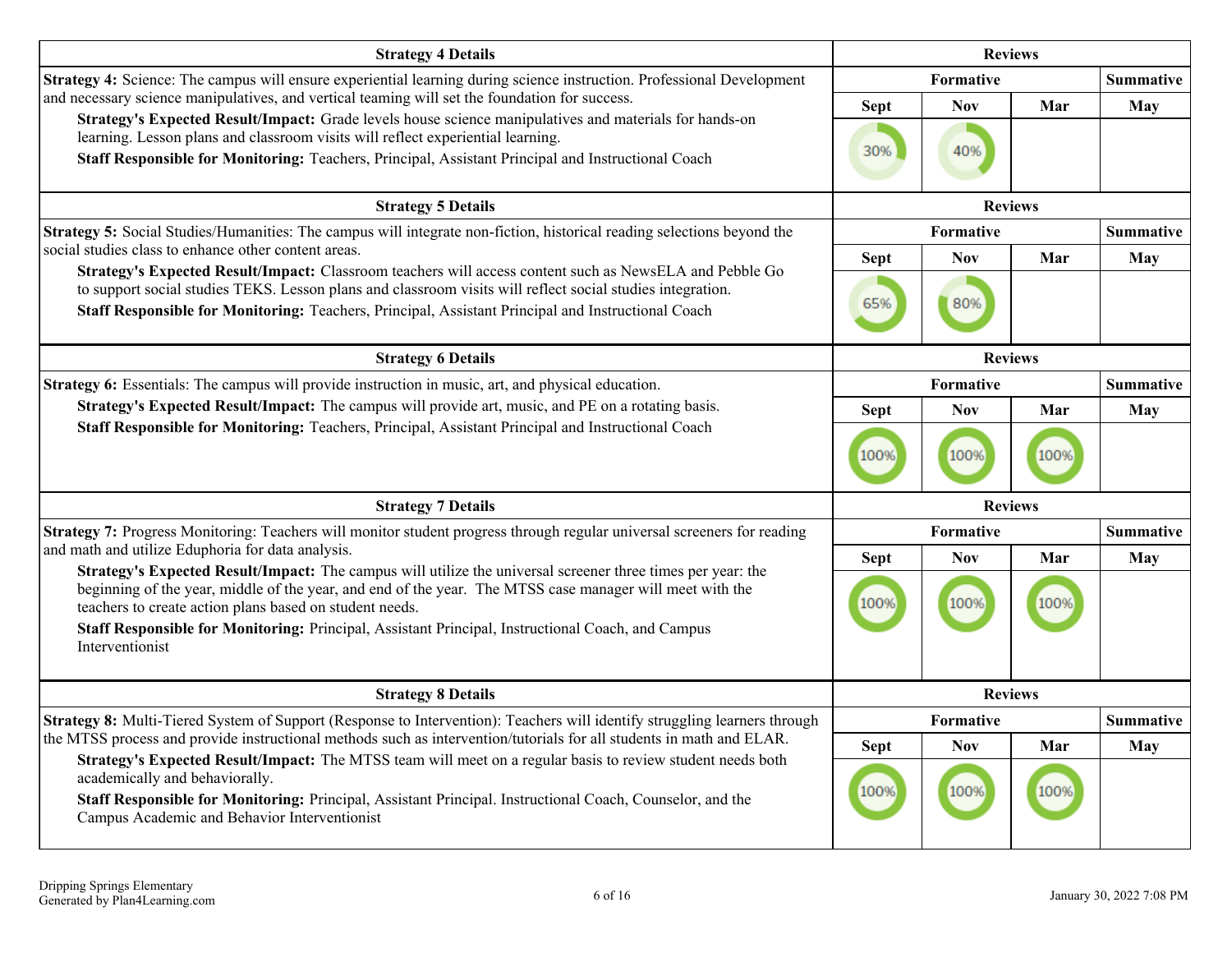| Strategy 4 Details | Reviews | | | |
|---|---|---|---|---|
| **Strategy 4:** Science: The campus will ensure experiential learning during science instruction. Professional Development and necessary science manipulatives, and vertical teaming will set the foundation for success.<br>**Strategy's Expected Result/Impact:** Grade levels house science manipulatives and materials for hands-on learning. Lesson plans and classroom visits will reflect experiential learning.<br>**Staff Responsible for Monitoring:** Teachers, Principal, Assistant Principal and Instructional Coach | **Formative** | | | **Summative** |
| | **Sept** | **Nov** | **Mar** | **May** |
| | 30% | 40% | | |

| Strategy 5 Details | Reviews | | | |
|---|---|---|---|---|
| **Strategy 5:** Social Studies/Humanities: The campus will integrate non-fiction, historical reading selections beyond the social studies class to enhance other content areas.<br>**Strategy's Expected Result/Impact:** Classroom teachers will access content such as NewsELA and Pebble Go to support social studies TEKS. Lesson plans and classroom visits will reflect social studies integration.<br>**Staff Responsible for Monitoring:** Teachers, Principal, Assistant Principal and Instructional Coach | **Formative** | | | **Summative** |
| | **Sept** | **Nov** | **Mar** | **May** |
| | 65% | 80% | | |

| Strategy 6 Details | Reviews | | | |
|---|---|---|---|---|
| **Strategy 6:** Essentials: The campus will provide instruction in music, art, and physical education.<br>**Strategy's Expected Result/Impact:** The campus will provide art, music, and PE on a rotating basis.<br>**Staff Responsible for Monitoring:** Teachers, Principal, Assistant Principal and Instructional Coach | **Formative** | | | **Summative** |
| | **Sept** | **Nov** | **Mar** | **May** |
| | 100% | 100% | 100% | |

| Strategy 7 Details | Reviews | | | |
|---|---|---|---|---|
| **Strategy 7:** Progress Monitoring: Teachers will monitor student progress through regular universal screeners for reading and math and utilize Eduphoria for data analysis.<br>**Strategy's Expected Result/Impact:** The campus will utilize the universal screener three times per year: the beginning of the year, middle of the year, and end of the year. The MTSS case manager will meet with the teachers to create action plans based on student needs.<br>**Staff Responsible for Monitoring:** Principal, Assistant Principal, Instructional Coach, and Campus Interventionist | **Formative** | | | **Summative** |
| | **Sept** | **Nov** | **Mar** | **May** |
| | 100% | 100% | 100% | |

| Strategy 8 Details | Reviews | | | |
|---|---|---|---|---|
| **Strategy 8:** Multi-Tiered System of Support (Response to Intervention): Teachers will identify struggling learners through the MTSS process and provide instructional methods such as intervention/tutorials for all students in math and ELAR.<br>**Strategy's Expected Result/Impact:** The MTSS team will meet on a regular basis to review student needs both academically and behaviorally.<br>**Staff Responsible for Monitoring:** Principal, Assistant Principal. Instructional Coach, Counselor, and the Campus Academic and Behavior Interventionist | **Formative** | | | **Summative** |
| | **Sept** | **Nov** | **Mar** | **May** |
| | 100% | 100% | 100% | |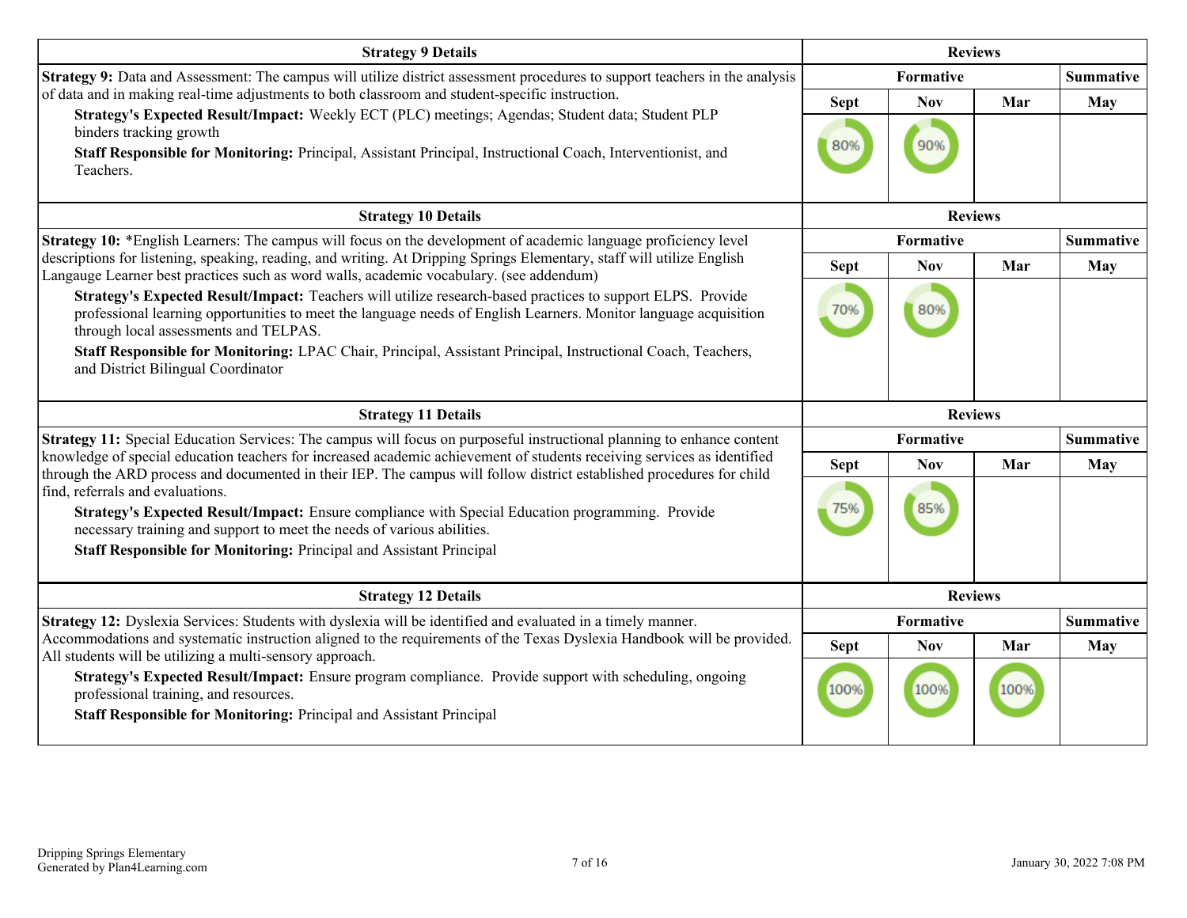| Strategy 9 Details | Reviews | | | |
|---|---|---|---|---|
| | Formative | | | Summative |
| | Sept | Nov | Mar | May |
| **Strategy 9:** Data and Assessment: The campus will utilize district assessment procedures to support teachers in the analysis of data and in making real-time adjustments to both classroom and student-specific instruction.<br>**Strategy's Expected Result/Impact:** Weekly ECT (PLC) meetings; Agendas; Student data; Student PLP binders tracking growth<br>**Staff Responsible for Monitoring:** Principal, Assistant Principal, Instructional Coach, Interventionist, and Teachers. | 80% | 90% | | |

| Strategy 10 Details | Reviews | | | |
|---|---|---|---|---|
| | Formative | | | Summative |
| | Sept | Nov | Mar | May |
| **Strategy 10:** *English Learners: The campus will focus on the development of academic language proficiency level descriptions for listening, speaking, reading, and writing. At Dripping Springs Elementary, staff will utilize English Langauge Learner best practices such as word walls, academic vocabulary. (see addendum)<br>**Strategy's Expected Result/Impact:** Teachers will utilize research-based practices to support ELPS. Provide professional learning opportunities to meet the language needs of English Learners. Monitor language acquisition through local assessments and TELPAS.<br>**Staff Responsible for Monitoring:** LPAC Chair, Principal, Assistant Principal, Instructional Coach, Teachers, and District Bilingual Coordinator | 70% | 80% | | |

| Strategy 11 Details | Reviews | | | |
|---|---|---|---|---|
| | Formative | | | Summative |
| | Sept | Nov | Mar | May |
| **Strategy 11:** Special Education Services: The campus will focus on purposeful instructional planning to enhance content knowledge of special education teachers for increased academic achievement of students receiving services as identified through the ARD process and documented in their IEP. The campus will follow district established procedures for child find, referrals and evaluations.<br>**Strategy's Expected Result/Impact:** Ensure compliance with Special Education programming. Provide necessary training and support to meet the needs of various abilities.<br>**Staff Responsible for Monitoring:** Principal and Assistant Principal | 75% | 85% | | |

| Strategy 12 Details | Reviews | | | |
|---|---|---|---|---|
| | Formative | | | Summative |
| | Sept | Nov | Mar | May |
| **Strategy 12:** Dyslexia Services: Students with dyslexia will be identified and evaluated in a timely manner. Accommodations and systematic instruction aligned to the requirements of the Texas Dyslexia Handbook will be provided. All students will be utilizing a multi-sensory approach.<br>**Strategy's Expected Result/Impact:** Ensure program compliance. Provide support with scheduling, ongoing professional training, and resources.<br>**Staff Responsible for Monitoring:** Principal and Assistant Principal | 100% | 100% | 100% | |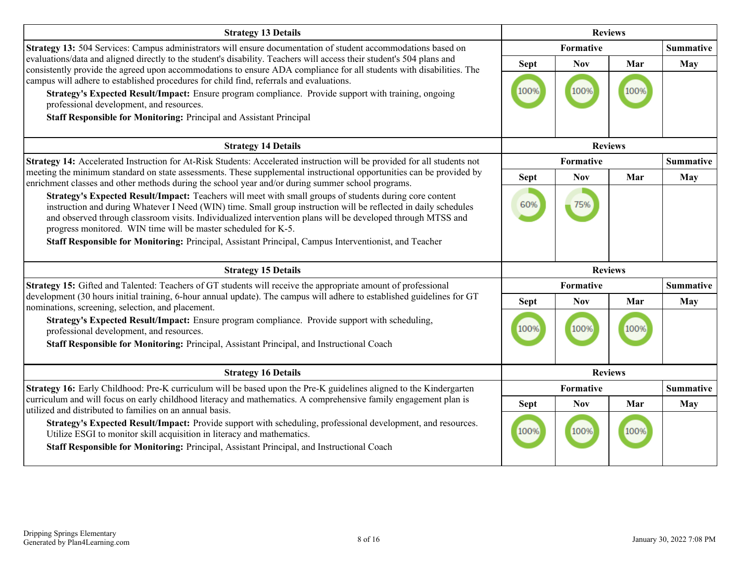| Strategy 13 Details | Reviews | | | |
|---|---|---|---|---|
| **Strategy 13:** 504 Services: Campus administrators will ensure documentation of student accommodations based on evaluations/data and aligned directly to the student's disability. Teachers will access their student's 504 plans and consistently provide the agreed upon accommodations to ensure ADA compliance for all students with disabilities. The campus will adhere to established procedures for child find, referrals and evaluations. **Strategy's Expected Result/Impact:** Ensure program compliance. Provide support with training, ongoing professional development, and resources. **Staff Responsible for Monitoring:** Principal and Assistant Principal | **Formative** | | | **Summative** |
| | **Sept** | **Nov** | **Mar** | **May** |
| | 100% | 100% | 100% | |

| Strategy 14 Details | Reviews | | | |
|---|---|---|---|---|
| **Strategy 14:** Accelerated Instruction for At-Risk Students: Accelerated instruction will be provided for all students not meeting the minimum standard on state assessments. These supplemental instructional opportunities can be provided by enrichment classes and other methods during the school year and/or during summer school programs. **Strategy's Expected Result/Impact:** Teachers will meet with small groups of students during core content instruction and during Whatever I Need (WIN) time. Small group instruction will be reflected in daily schedules and observed through classroom visits. Individualized intervention plans will be developed through MTSS and progress monitored. WIN time will be master scheduled for K-5. **Staff Responsible for Monitoring:** Principal, Assistant Principal, Campus Interventionist, and Teacher | **Formative** | | | **Summative** |
| | **Sept** | **Nov** | **Mar** | **May** |
| | 60% | 75% | | |

| Strategy 15 Details | Reviews | | | |
|---|---|---|---|---|
| **Strategy 15:** Gifted and Talented: Teachers of GT students will receive the appropriate amount of professional development (30 hours initial training, 6-hour annual update). The campus will adhere to established guidelines for GT nominations, screening, selection, and placement. **Strategy's Expected Result/Impact:** Ensure program compliance. Provide support with scheduling, professional development, and resources. **Staff Responsible for Monitoring:** Principal, Assistant Principal, and Instructional Coach | **Formative** | | | **Summative** |
| | **Sept** | **Nov** | **Mar** | **May** |
| | 100% | 100% | 100% | |

| Strategy 16 Details | Reviews | | | |
|---|---|---|---|---|
| **Strategy 16:** Early Childhood: Pre-K curriculum will be based upon the Pre-K guidelines aligned to the Kindergarten curriculum and will focus on early childhood literacy and mathematics. A comprehensive family engagement plan is utilized and distributed to families on an annual basis. **Strategy's Expected Result/Impact:** Provide support with scheduling, professional development, and resources. Utilize ESGI to monitor skill acquisition in literacy and mathematics. **Staff Responsible for Monitoring:** Principal, Assistant Principal, and Instructional Coach | **Formative** | | | **Summative** |
| | **Sept** | **Nov** | **Mar** | **May** |
| | 100% | 100% | 100% | |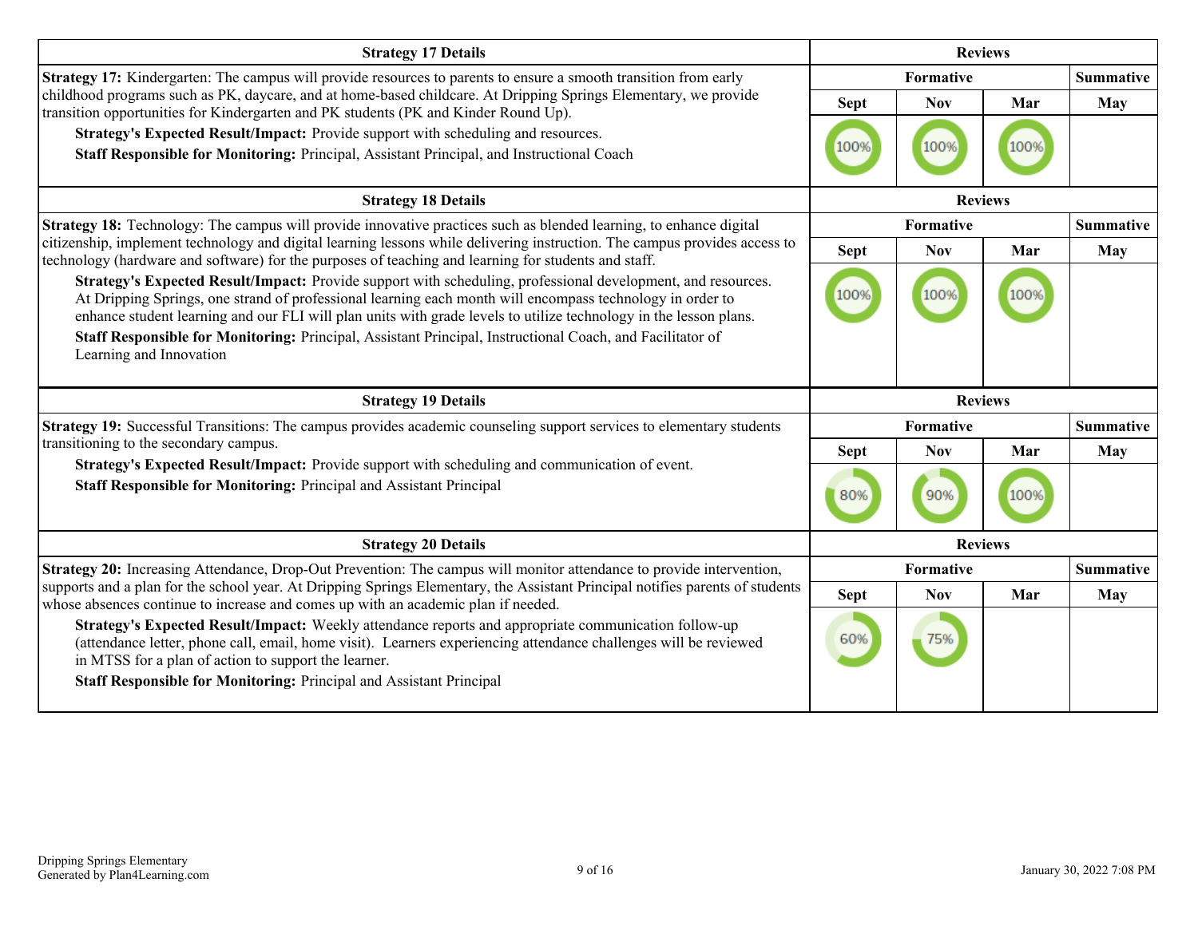| Strategy 17 Details | Reviews | | | |
|---|---|---|---|---|
| | Formative | | | Summative |
| | Sept | Nov | Mar | May |
| **Strategy 17:** Kindergarten: The campus will provide resources to parents to ensure a smooth transition from early childhood programs such as PK, daycare, and at home-based childcare. At Dripping Springs Elementary, we provide transition opportunities for Kindergarten and PK students (PK and Kinder Round Up).<br>**Strategy's Expected Result/Impact:** Provide support with scheduling and resources.<br>**Staff Responsible for Monitoring:** Principal, Assistant Principal, and Instructional Coach | 100% | 100% | 100% | |

| Strategy 18 Details | Reviews | | | |
|---|---|---|---|---|
| | Formative | | | Summative |
| | Sept | Nov | Mar | May |
| **Strategy 18:** Technology: The campus will provide innovative practices such as blended learning, to enhance digital citizenship, implement technology and digital learning lessons while delivering instruction. The campus provides access to technology (hardware and software) for the purposes of teaching and learning for students and staff.<br>**Strategy's Expected Result/Impact:** Provide support with scheduling, professional development, and resources. At Dripping Springs, one strand of professional learning each month will encompass technology in order to enhance student learning and our FLI will plan units with grade levels to utilize technology in the lesson plans.<br>**Staff Responsible for Monitoring:** Principal, Assistant Principal, Instructional Coach, and Facilitator of Learning and Innovation | 100% | 100% | 100% | |

| Strategy 19 Details | Reviews | | | |
|---|---|---|---|---|
| | Formative | | | Summative |
| | Sept | Nov | Mar | May |
| **Strategy 19:** Successful Transitions: The campus provides academic counseling support services to elementary students transitioning to the secondary campus.<br>**Strategy's Expected Result/Impact:** Provide support with scheduling and communication of event.<br>**Staff Responsible for Monitoring:** Principal and Assistant Principal | 80% | 90% | 100% | |

| Strategy 20 Details | Reviews | | | |
|---|---|---|---|---|
| | Formative | | | Summative |
| | Sept | Nov | Mar | May |
| **Strategy 20:** Increasing Attendance, Drop-Out Prevention: The campus will monitor attendance to provide intervention, supports and a plan for the school year. At Dripping Springs Elementary, the Assistant Principal notifies parents of students whose absences continue to increase and comes up with an academic plan if needed.<br>**Strategy's Expected Result/Impact:** Weekly attendance reports and appropriate communication follow-up (attendance letter, phone call, email, home visit). Learners experiencing attendance challenges will be reviewed in MTSS for a plan of action to support the learner.<br>**Staff Responsible for Monitoring:** Principal and Assistant Principal | 60% | 75% | | |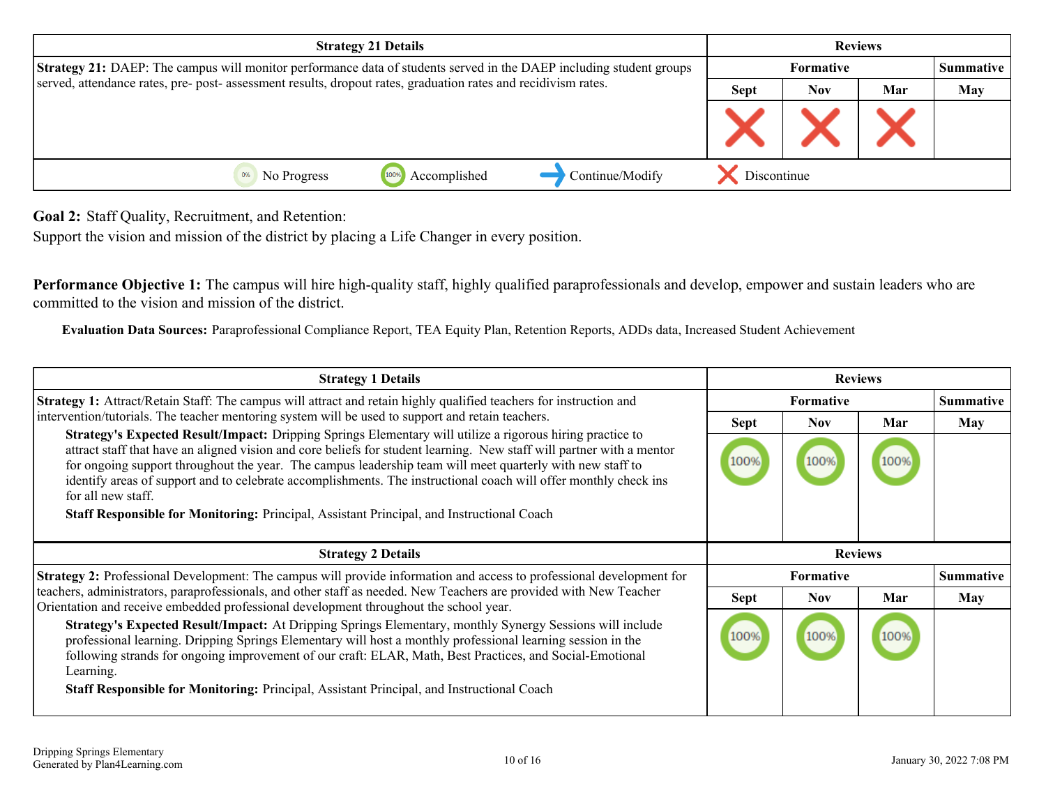| Strategy 21 Details | Reviews | | | |
|---|---|---|---|---|
| **Strategy 21:** DAEP: The campus will monitor performance data of students served in the DAEP including student groups served, attendance rates, pre- post- assessment results, dropout rates, graduation rates and recidivism rates. | Formative | | | Summative |
| | Sept | Nov | Mar | May |
| | Discontinue | Discontinue | Discontinue | |

No Progress | Accomplished | Continue/Modify | Discontinue

**Goal 2:** Staff Quality, Recruitment, and Retention:
Support the vision and mission of the district by placing a Life Changer in every position.

**Performance Objective 1:** The campus will hire high-quality staff, highly qualified paraprofessionals and develop, empower and sustain leaders who are committed to the vision and mission of the district.

**Evaluation Data Sources:** Paraprofessional Compliance Report, TEA Equity Plan, Retention Reports, ADDs data, Increased Student Achievement

| Strategy 1 Details | Reviews | | | |
|---|---|---|---|---|
| **Strategy 1:** Attract/Retain Staff: The campus will attract and retain highly qualified teachers for instruction and intervention/tutorials. The teacher mentoring system will be used to support and retain teachers. | Formative | | | Summative |
| **Strategy's Expected Result/Impact:** Dripping Springs Elementary will utilize a rigorous hiring practice to attract staff that have an aligned vision and core beliefs for student learning. New staff will partner with a mentor for ongoing support throughout the year. The campus leadership team will meet quarterly with new staff to identify areas of support and to celebrate accomplishments. The instructional coach will offer monthly check ins for all new staff. **Staff Responsible for Monitoring:** Principal, Assistant Principal, and Instructional Coach | Sept | Nov | Mar | May |
| | 100% | 100% | 100% | |

| Strategy 2 Details | Reviews | | | |
|---|---|---|---|---|
| **Strategy 2:** Professional Development: The campus will provide information and access to professional development for teachers, administrators, paraprofessionals, and other staff as needed. New Teachers are provided with New Teacher Orientation and receive embedded professional development throughout the school year. | Formative | | | Summative |
| **Strategy's Expected Result/Impact:** At Dripping Springs Elementary, monthly Synergy Sessions will include professional learning. Dripping Springs Elementary will host a monthly professional learning session in the following strands for ongoing improvement of our craft: ELAR, Math, Best Practices, and Social-Emotional Learning. **Staff Responsible for Monitoring:** Principal, Assistant Principal, and Instructional Coach | Sept | Nov | Mar | May |
| | 100% | 100% | 100% | |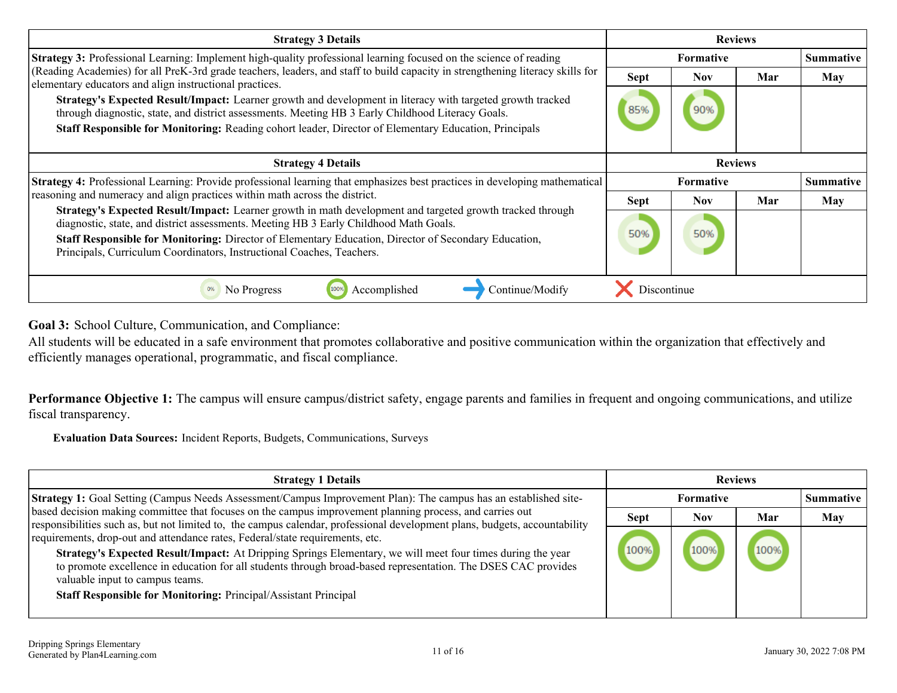| Strategy 3 Details | Reviews | | | |
|---|---|---|---|---|
| | Formative | | | Summative |
| | Sept | Nov | Mar | May |
| **Strategy 3:** Professional Learning: Implement high-quality professional learning focused on the science of reading (Reading Academies) for all PreK-3rd grade teachers, leaders, and staff to build capacity in strengthening literacy skills for elementary educators and align instructional practices.<br>**Strategy's Expected Result/Impact:** Learner growth and development in literacy with targeted growth tracked through diagnostic, state, and district assessments. Meeting HB 3 Early Childhood Literacy Goals.<br>**Staff Responsible for Monitoring:** Reading cohort leader, Director of Elementary Education, Principals | 85% | 90% | | |

| Strategy 4 Details | Reviews | | | |
|---|---|---|---|---|
| | Formative | | | Summative |
| | Sept | Nov | Mar | May |
| **Strategy 4:** Professional Learning: Provide professional learning that emphasizes best practices in developing mathematical reasoning and numeracy and align practices within math across the district.<br>**Strategy's Expected Result/Impact:** Learner growth in math development and targeted growth tracked through diagnostic, state, and district assessments. Meeting HB 3 Early Childhood Math Goals.<br>**Staff Responsible for Monitoring:** Director of Elementary Education, Director of Secondary Education, Principals, Curriculum Coordinators, Instructional Coaches, Teachers. | 50% | 50% | | |

0% No Progress | 100% Accomplished | → Continue/Modify | ✗ Discontinue

**Goal 3:** School Culture, Communication, and Compliance:

All students will be educated in a safe environment that promotes collaborative and positive communication within the organization that effectively and efficiently manages operational, programmatic, and fiscal compliance.

**Performance Objective 1:** The campus will ensure campus/district safety, engage parents and families in frequent and ongoing communications, and utilize fiscal transparency.

**Evaluation Data Sources:** Incident Reports, Budgets, Communications, Surveys

| Strategy 1 Details | Reviews | | | |
|---|---|---|---|---|
| | Formative | | | Summative |
| | Sept | Nov | Mar | May |
| **Strategy 1:** Goal Setting (Campus Needs Assessment/Campus Improvement Plan): The campus has an established site-based decision making committee that focuses on the campus improvement planning process, and carries out responsibilities such as, but not limited to, the campus calendar, professional development plans, budgets, accountability requirements, drop-out and attendance rates, Federal/state requirements, etc.<br>**Strategy's Expected Result/Impact:** At Dripping Springs Elementary, we will meet four times during the year to promote excellence in education for all students through broad-based representation. The DSES CAC provides valuable input to campus teams.<br>**Staff Responsible for Monitoring:** Principal/Assistant Principal | 100% | 100% | 100% | |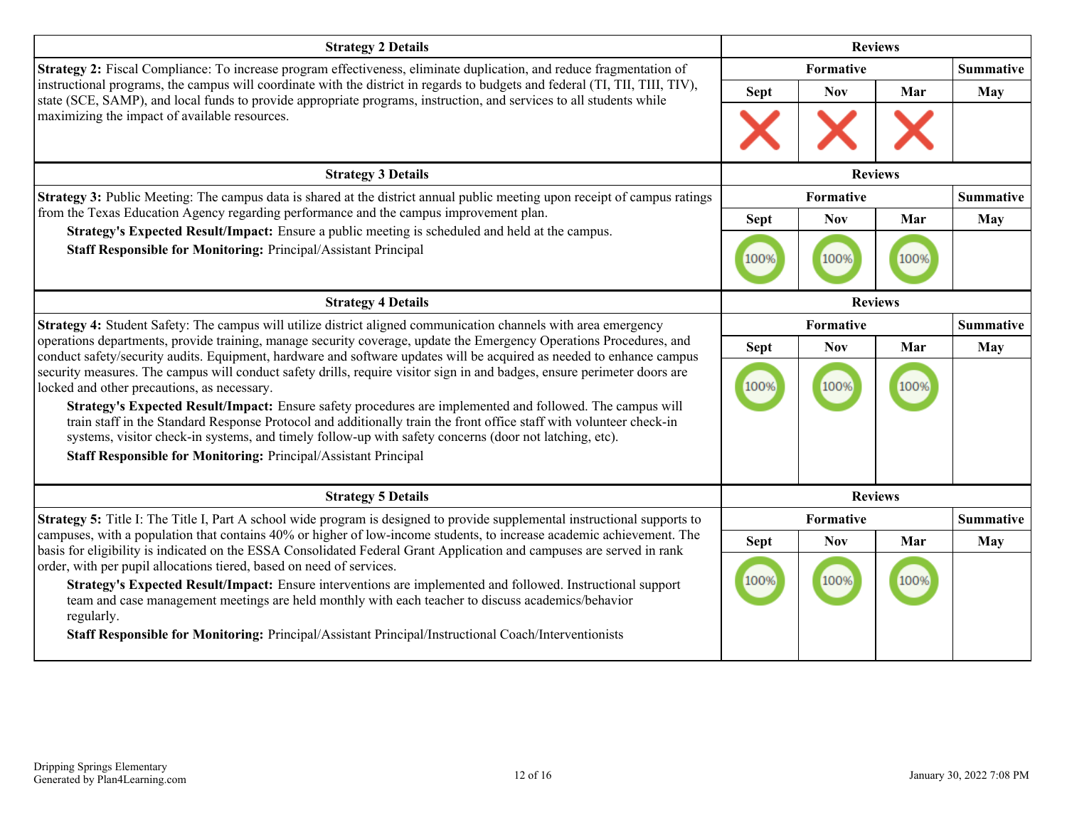| Strategy 2 Details | Reviews | | | |
|---|---|---|---|---|
| | Formative | | | Summative |
| **Strategy 2:** Fiscal Compliance: To increase program effectiveness, eliminate duplication, and reduce fragmentation of instructional programs, the campus will coordinate with the district in regards to budgets and federal (TI, TII, TIII, TIV), state (SCE, SAMP), and local funds to provide appropriate programs, instruction, and services to all students while maximizing the impact of available resources. | Sept | Nov | Mar | May |
| | ✗ | ✗ | ✗ | |

| Strategy 3 Details | Reviews | | | |
|---|---|---|---|---|
| | Formative | | | Summative |
| **Strategy 3:** Public Meeting: The campus data is shared at the district annual public meeting upon receipt of campus ratings from the Texas Education Agency regarding performance and the campus improvement plan.<br>**Strategy's Expected Result/Impact:** Ensure a public meeting is scheduled and held at the campus.<br>**Staff Responsible for Monitoring:** Principal/Assistant Principal | Sept | Nov | Mar | May |
| | 100% | 100% | 100% | |

| Strategy 4 Details | Reviews | | | |
|---|---|---|---|---|
| | Formative | | | Summative |
| **Strategy 4:** Student Safety: The campus will utilize district aligned communication channels with area emergency operations departments, provide training, manage security coverage, update the Emergency Operations Procedures, and conduct safety/security audits. Equipment, hardware and software updates will be acquired as needed to enhance campus security measures. The campus will conduct safety drills, require visitor sign in and badges, ensure perimeter doors are locked and other precautions, as necessary.<br>**Strategy's Expected Result/Impact:** Ensure safety procedures are implemented and followed. The campus will train staff in the Standard Response Protocol and additionally train the front office staff with volunteer check-in systems, visitor check-in systems, and timely follow-up with safety concerns (door not latching, etc).<br>**Staff Responsible for Monitoring:** Principal/Assistant Principal | Sept | Nov | Mar | May |
| | 100% | 100% | 100% | |

| Strategy 5 Details | Reviews | | | |
|---|---|---|---|---|
| | Formative | | | Summative |
| **Strategy 5:** Title I: The Title I, Part A school wide program is designed to provide supplemental instructional supports to campuses, with a population that contains 40% or higher of low-income students, to increase academic achievement. The basis for eligibility is indicated on the ESSA Consolidated Federal Grant Application and campuses are served in rank order, with per pupil allocations tiered, based on need of services.<br>**Strategy's Expected Result/Impact:** Ensure interventions are implemented and followed. Instructional support team and case management meetings are held monthly with each teacher to discuss academics/behavior regularly.<br>**Staff Responsible for Monitoring:** Principal/Assistant Principal/Instructional Coach/Interventionists | Sept | Nov | Mar | May |
| | 100% | 100% | 100% | |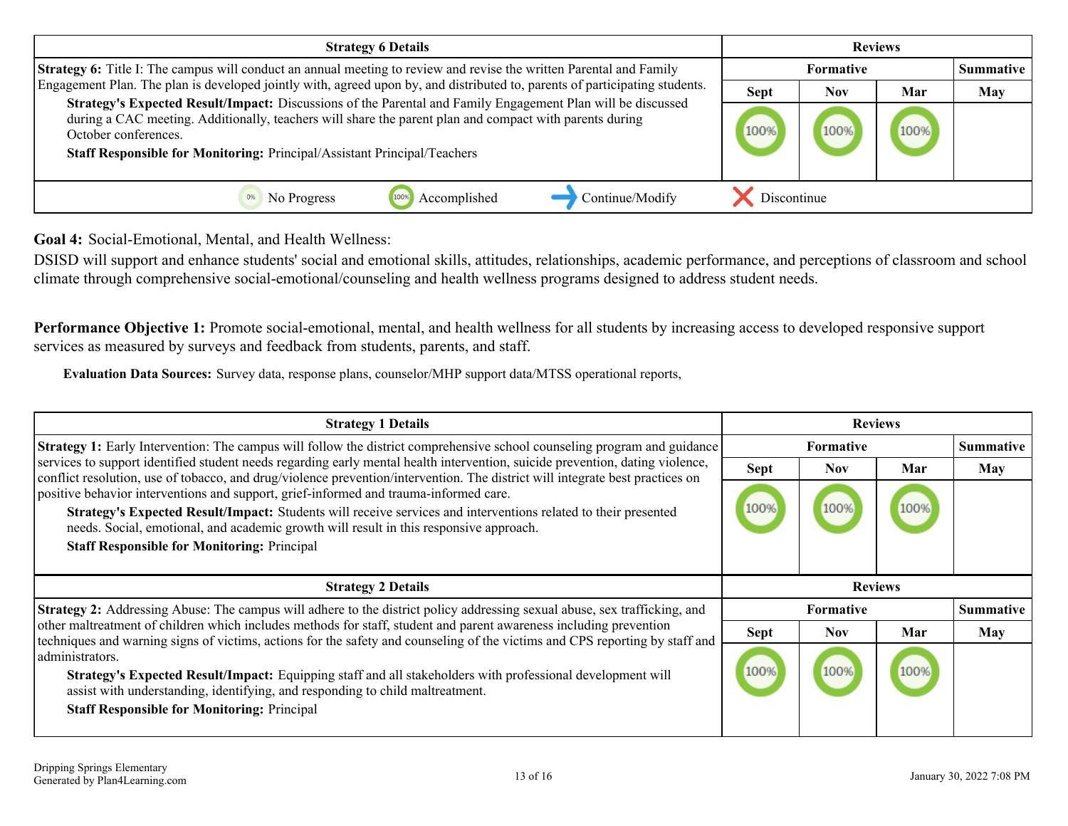| Strategy 6 Details | Reviews | | | |
|---|---|---|---|---|
| | Formative | | | Summative |
| | Sept | Nov | Mar | May |
| **Strategy 6:** Title I: The campus will conduct an annual meeting to review and revise the written Parental and Family Engagement Plan. The plan is developed jointly with, agreed upon by, and distributed to, parents of participating students.<br>**Strategy's Expected Result/Impact:** Discussions of the Parental and Family Engagement Plan will be discussed during a CAC meeting. Additionally, teachers will share the parent plan and compact with parents during October conferences.<br>**Staff Responsible for Monitoring:** Principal/Assistant Principal/Teachers | 100% | 100% | 100% | |

0% No Progress | 100% Accomplished | → Continue/Modify | X Discontinue

**Goal 4:** Social-Emotional, Mental, and Health Wellness:

DSISD will support and enhance students' social and emotional skills, attitudes, relationships, academic performance, and perceptions of classroom and school climate through comprehensive social-emotional/counseling and health wellness programs designed to address student needs.

**Performance Objective 1:** Promote social-emotional, mental, and health wellness for all students by increasing access to developed responsive support services as measured by surveys and feedback from students, parents, and staff.

**Evaluation Data Sources:** Survey data, response plans, counselor/MHP support data/MTSS operational reports,

| Strategy 1 Details | Reviews | | | |
|---|---|---|---|---|
| | Formative | | | Summative |
| | Sept | Nov | Mar | May |
| **Strategy 1:** Early Intervention: The campus will follow the district comprehensive school counseling program and guidance services to support identified student needs regarding early mental health intervention, suicide prevention, dating violence, conflict resolution, use of tobacco, and drug/violence prevention/intervention. The district will integrate best practices on positive behavior interventions and support, grief-informed and trauma-informed care.<br>**Strategy's Expected Result/Impact:** Students will receive services and interventions related to their presented needs. Social, emotional, and academic growth will result in this responsive approach.<br>**Staff Responsible for Monitoring:** Principal | 100% | 100% | 100% | |

| Strategy 2 Details | Reviews | | | |
|---|---|---|---|---|
| | Formative | | | Summative |
| | Sept | Nov | Mar | May |
| **Strategy 2:** Addressing Abuse: The campus will adhere to the district policy addressing sexual abuse, sex trafficking, and other maltreatment of children which includes methods for staff, student and parent awareness including prevention techniques and warning signs of victims, actions for the safety and counseling of the victims and CPS reporting by staff and administrators.<br>**Strategy's Expected Result/Impact:** Equipping staff and all stakeholders with professional development will assist with understanding, identifying, and responding to child maltreatment.<br>**Staff Responsible for Monitoring:** Principal | 100% | 100% | 100% | |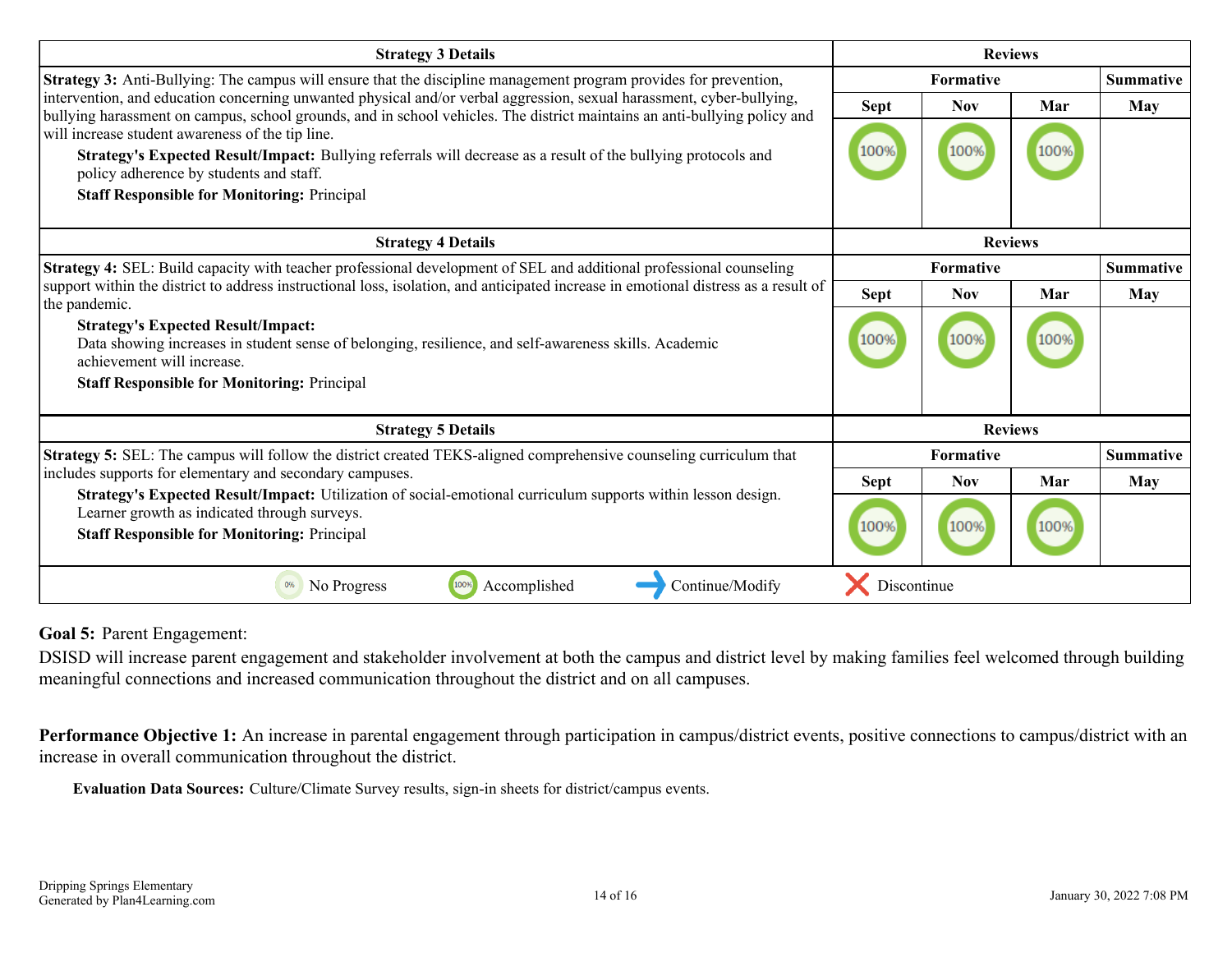| Strategy 3 Details | Reviews | | | |
|---|---|---|---|---|
| **Strategy 3:** Anti-Bullying: The campus will ensure that the discipline management program provides for prevention, intervention, and education concerning unwanted physical and/or verbal aggression, sexual harassment, cyber-bullying, bullying harassment on campus, school grounds, and in school vehicles. The district maintains an anti-bullying policy and will increase student awareness of the tip line. | Formative | | | Summative |
| **Strategy's Expected Result/Impact:** Bullying referrals will decrease as a result of the bullying protocols and policy adherence by students and staff. | Sept | Nov | Mar | May |
| **Staff Responsible for Monitoring:** Principal | 100% | 100% | 100% | |

| Strategy 4 Details | Reviews | | | |
|---|---|---|---|---|
| **Strategy 4:** SEL: Build capacity with teacher professional development of SEL and additional professional counseling support within the district to address instructional loss, isolation, and anticipated increase in emotional distress as a result of the pandemic. | Formative | | | Summative |
| **Strategy's Expected Result/Impact:** Data showing increases in student sense of belonging, resilience, and self-awareness skills. Academic achievement will increase. | Sept | Nov | Mar | May |
| **Staff Responsible for Monitoring:** Principal | 100% | 100% | 100% | |

| Strategy 5 Details | Reviews | | | |
|---|---|---|---|---|
| **Strategy 5:** SEL: The campus will follow the district created TEKS-aligned comprehensive counseling curriculum that includes supports for elementary and secondary campuses. | Formative | | | Summative |
| **Strategy's Expected Result/Impact:** Utilization of social-emotional curriculum supports within lesson design. Learner growth as indicated through surveys. | Sept | Nov | Mar | May |
| **Staff Responsible for Monitoring:** Principal | 100% | 100% | 100% | |

0% No Progress | 100% Accomplished | → Continue/Modify | ✕ Discontinue

**Goal 5:** Parent Engagement:

DSISD will increase parent engagement and stakeholder involvement at both the campus and district level by making families feel welcomed through building meaningful connections and increased communication throughout the district and on all campuses.

**Performance Objective 1:** An increase in parental engagement through participation in campus/district events, positive connections to campus/district with an increase in overall communication throughout the district.

**Evaluation Data Sources:** Culture/Climate Survey results, sign-in sheets for district/campus events.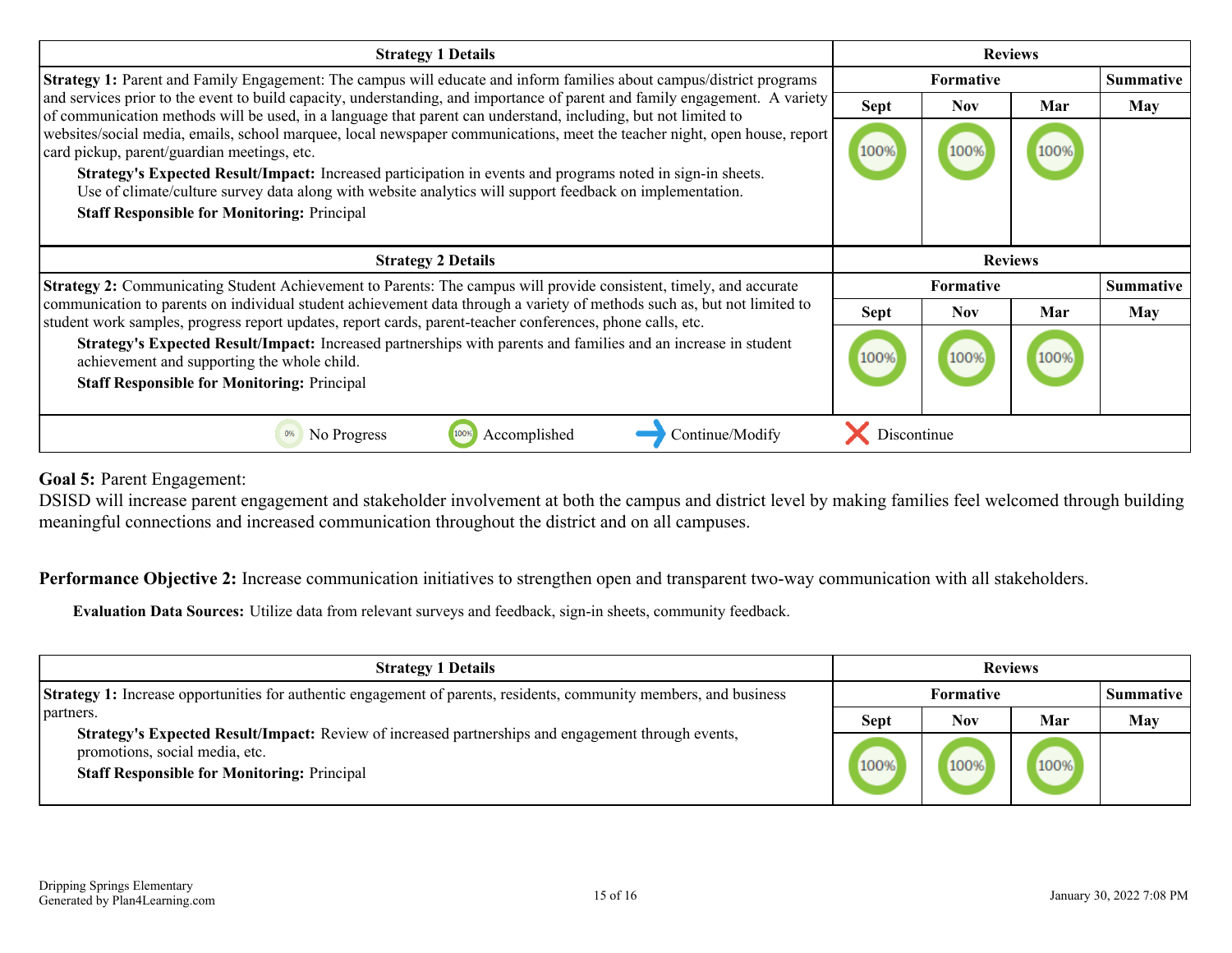| Strategy 1 Details | Reviews | | | |
|---|---|---|---|---|
| | Formative | | | Summative |
| | Sept | Nov | Mar | May |
| **Strategy 1:** Parent and Family Engagement: The campus will educate and inform families about campus/district programs and services prior to the event to build capacity, understanding, and importance of parent and family engagement. A variety of communication methods will be used, in a language that parent can understand, including, but not limited to websites/social media, emails, school marquee, local newspaper communications, meet the teacher night, open house, report card pickup, parent/guardian meetings, etc.<br>**Strategy's Expected Result/Impact:** Increased participation in events and programs noted in sign-in sheets. Use of climate/culture survey data along with website analytics will support feedback on implementation.<br>**Staff Responsible for Monitoring:** Principal | 100% | 100% | 100% | |

| Strategy 2 Details | Reviews | | | |
|---|---|---|---|---|
| | Formative | | | Summative |
| | Sept | Nov | Mar | May |
| **Strategy 2:** Communicating Student Achievement to Parents: The campus will provide consistent, timely, and accurate communication to parents on individual student achievement data through a variety of methods such as, but not limited to student work samples, progress report updates, report cards, parent-teacher conferences, phone calls, etc.<br>**Strategy's Expected Result/Impact:** Increased partnerships with parents and families and an increase in student achievement and supporting the whole child.<br>**Staff Responsible for Monitoring:** Principal | 100% | 100% | 100% | |

0% No Progress | 100% Accomplished | → Continue/Modify | ✕ Discontinue

**Goal 5:** Parent Engagement:
DSISD will increase parent engagement and stakeholder involvement at both the campus and district level by making families feel welcomed through building meaningful connections and increased communication throughout the district and on all campuses.

**Performance Objective 2:** Increase communication initiatives to strengthen open and transparent two-way communication with all stakeholders.

**Evaluation Data Sources:** Utilize data from relevant surveys and feedback, sign-in sheets, community feedback.

| Strategy 1 Details | Reviews | | | |
|---|---|---|---|---|
| | Formative | | | Summative |
| | Sept | Nov | Mar | May |
| **Strategy 1:** Increase opportunities for authentic engagement of parents, residents, community members, and business partners.<br>**Strategy's Expected Result/Impact:** Review of increased partnerships and engagement through events, promotions, social media, etc.<br>**Staff Responsible for Monitoring:** Principal | 100% | 100% | 100% | |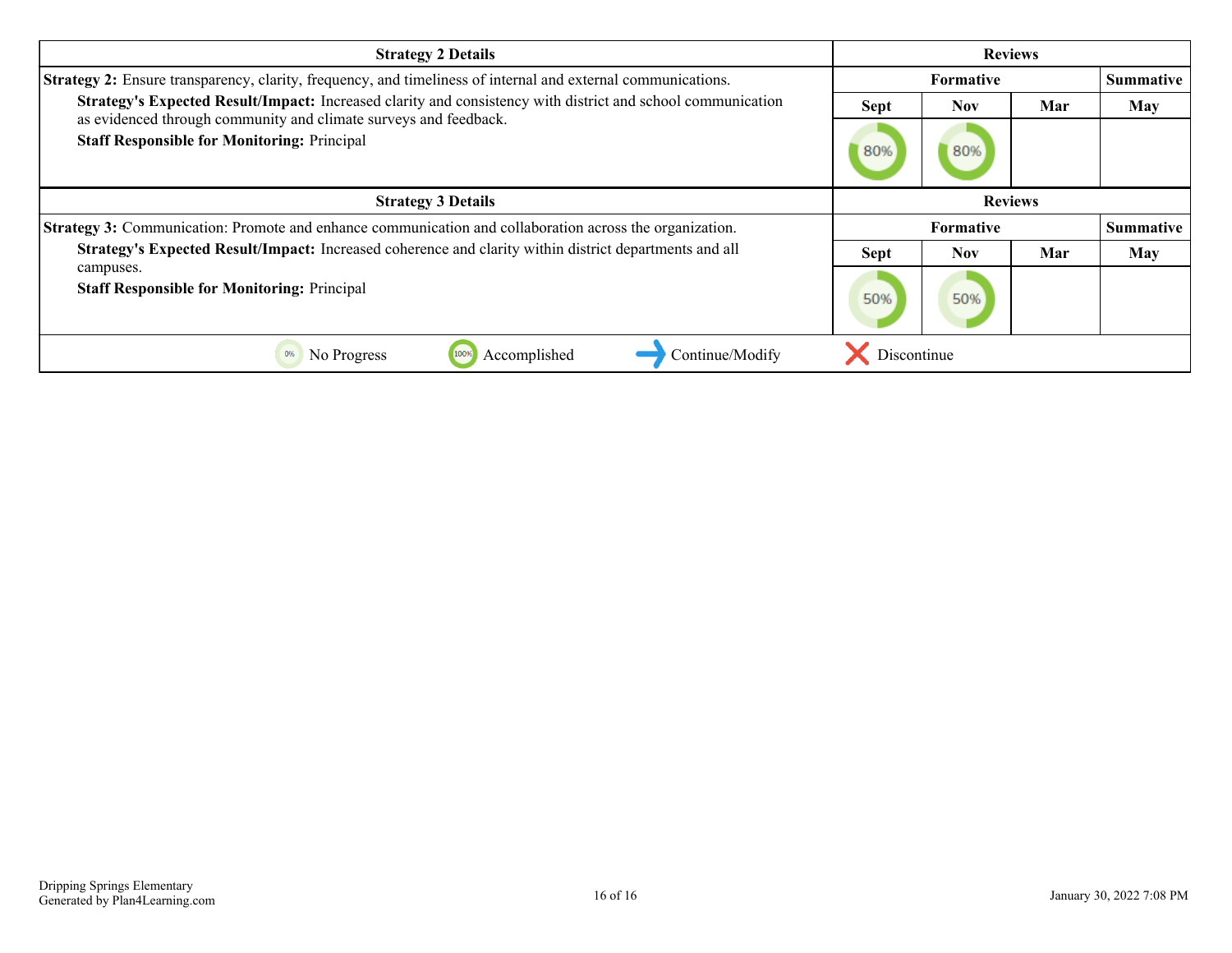| Strategy 2 Details | Reviews | | | |
|---|---|---|---|---|
| | Formative | | | Summative |
| | Sept | Nov | Mar | May |
| **Strategy 2:** Ensure transparency, clarity, frequency, and timeliness of internal and external communications. **Strategy's Expected Result/Impact:** Increased clarity and consistency with district and school communication as evidenced through community and climate surveys and feedback. **Staff Responsible for Monitoring:** Principal | 80% | 80% | | |

| Strategy 3 Details | Reviews | | | |
|---|---|---|---|---|
| | Formative | | | Summative |
| | Sept | Nov | Mar | May |
| **Strategy 3:** Communication: Promote and enhance communication and collaboration across the organization. **Strategy's Expected Result/Impact:** Increased coherence and clarity within district departments and all campuses. **Staff Responsible for Monitoring:** Principal | 50% | 50% | | |

0% No Progress | 100% Accomplished | Continue/Modify | Discontinue